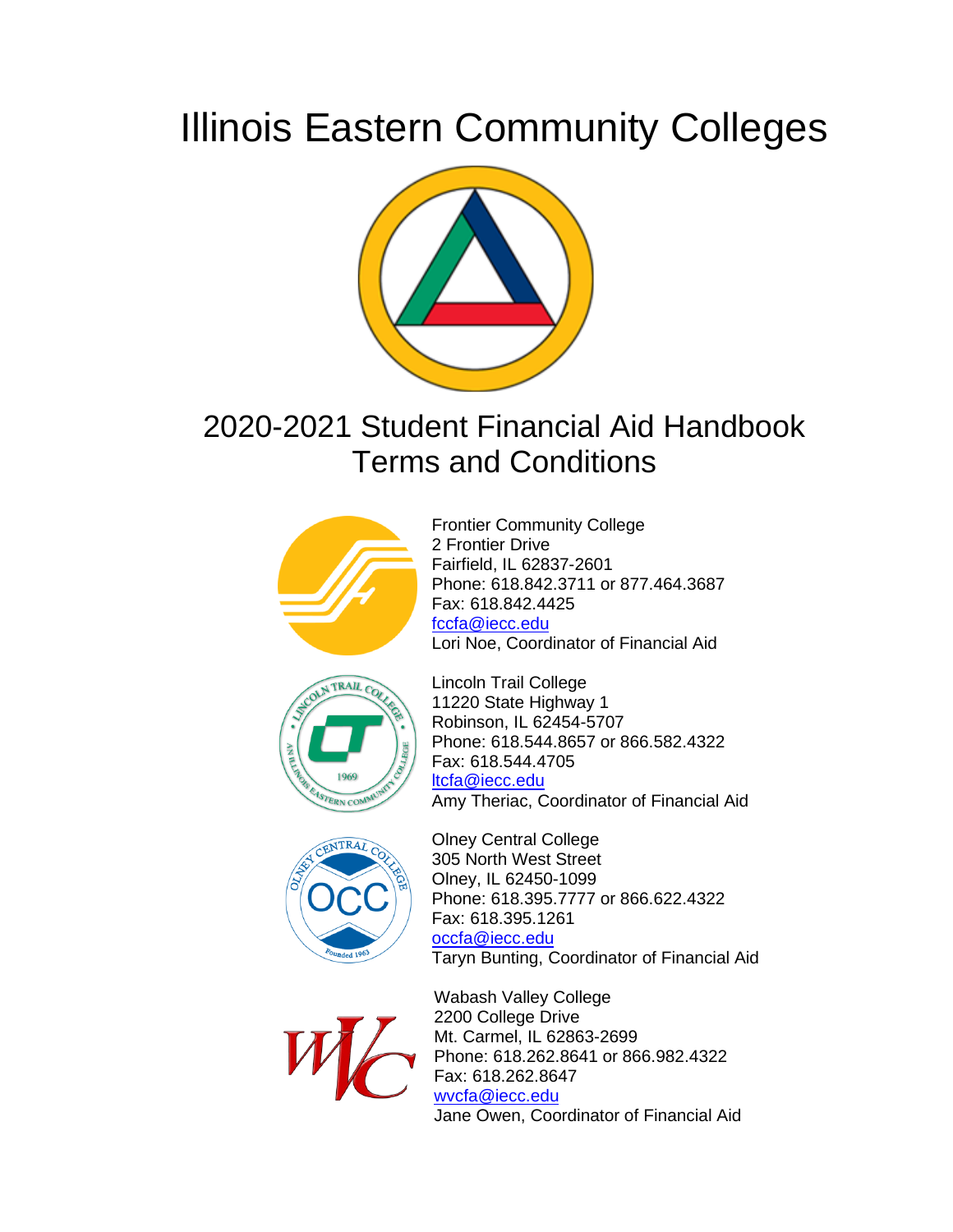# Illinois Eastern Community Colleges

## 2020-2021 Student Financial Aid Handbook Terms and Conditions

Frontier Community College
2 Frontier Drive
Fairfield, IL 62837-2601
Phone: 618.842.3711 or 877.464.3687
Fax: 618.842.4425
fccfa@iecc.edu
Lori Noe, Coordinator of Financial Aid

Lincoln Trail College
11220 State Highway 1
Robinson, IL 62454-5707
Phone: 618.544.8657 or 866.582.4322
Fax: 618.544.4705
ltcfa@iecc.edu
Amy Theriac, Coordinator of Financial Aid

Olney Central College
305 North West Street
Olney, IL 62450-1099
Phone: 618.395.7777 or 866.622.4322
Fax: 618.395.1261
occfa@iecc.edu
Taryn Bunting, Coordinator of Financial Aid

Wabash Valley College
2200 College Drive
Mt. Carmel, IL 62863-2699
Phone: 618.262.8641 or 866.982.4322
Fax: 618.262.8647
wvcfa@iecc.edu
Jane Owen, Coordinator of Financial Aid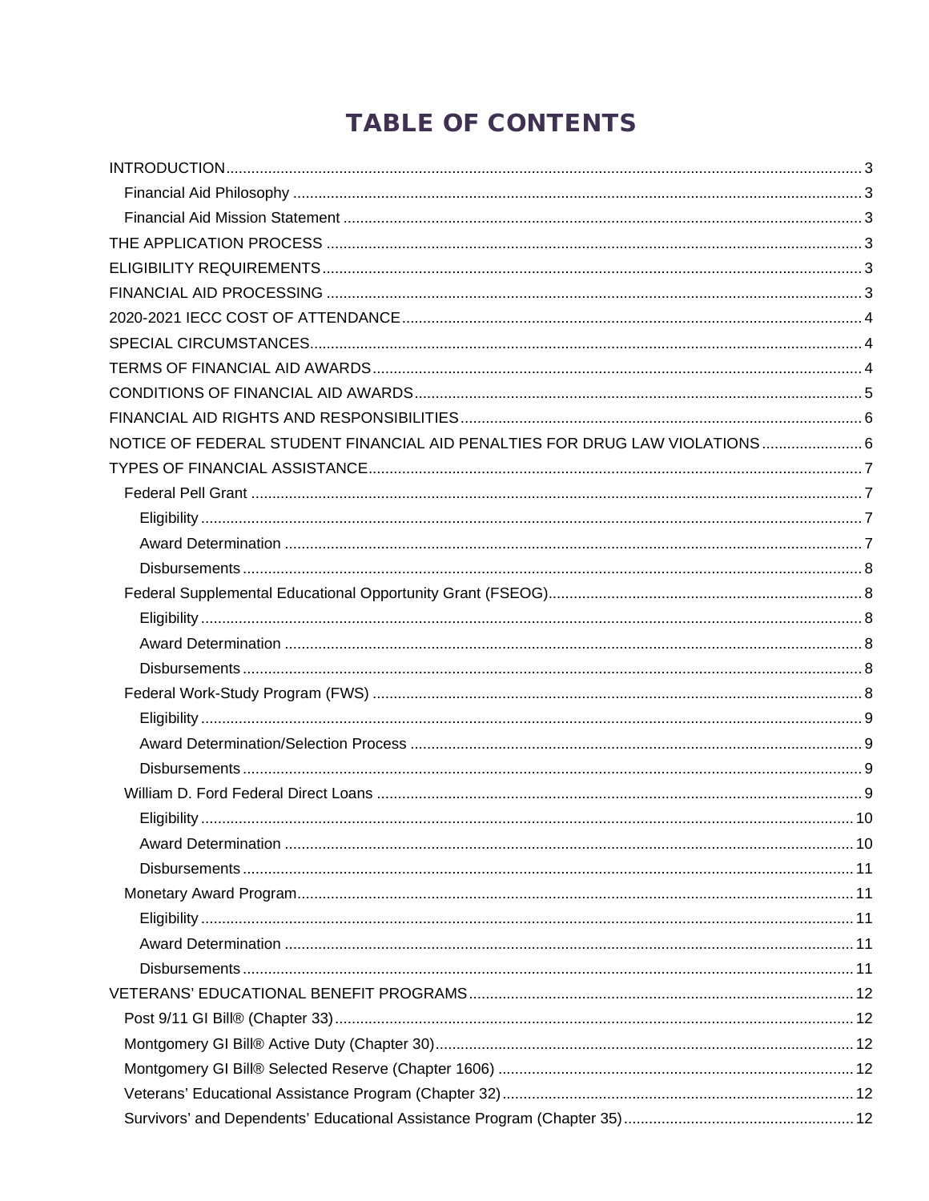# TABLE OF CONTENTS

- INTRODUCTION ..... 3
  - Financial Aid Philosophy ..... 3
  - Financial Aid Mission Statement ..... 3
- THE APPLICATION PROCESS ..... 3
- ELIGIBILITY REQUIREMENTS ..... 3
- FINANCIAL AID PROCESSING ..... 3
- 2020-2021 IECC COST OF ATTENDANCE ..... 4
- SPECIAL CIRCUMSTANCES ..... 4
- TERMS OF FINANCIAL AID AWARDS ..... 4
- CONDITIONS OF FINANCIAL AID AWARDS ..... 5
- FINANCIAL AID RIGHTS AND RESPONSIBILITIES ..... 6
- NOTICE OF FEDERAL STUDENT FINANCIAL AID PENALTIES FOR DRUG LAW VIOLATIONS ..... 6
- TYPES OF FINANCIAL ASSISTANCE ..... 7
  - Federal Pell Grant ..... 7
    - Eligibility ..... 7
    - Award Determination ..... 7
    - Disbursements ..... 8
  - Federal Supplemental Educational Opportunity Grant (FSEOG) ..... 8
    - Eligibility ..... 8
    - Award Determination ..... 8
    - Disbursements ..... 8
  - Federal Work-Study Program (FWS) ..... 8
    - Eligibility ..... 9
    - Award Determination/Selection Process ..... 9
    - Disbursements ..... 9
  - William D. Ford Federal Direct Loans ..... 9
    - Eligibility ..... 10
    - Award Determination ..... 10
    - Disbursements ..... 11
  - Monetary Award Program ..... 11
    - Eligibility ..... 11
    - Award Determination ..... 11
    - Disbursements ..... 11
- VETERANS' EDUCATIONAL BENEFIT PROGRAMS ..... 12
  - Post 9/11 GI Bill® (Chapter 33) ..... 12
  - Montgomery GI Bill® Active Duty (Chapter 30) ..... 12
  - Montgomery GI Bill® Selected Reserve (Chapter 1606) ..... 12
  - Veterans' Educational Assistance Program (Chapter 32) ..... 12
  - Survivors' and Dependents' Educational Assistance Program (Chapter 35) ..... 12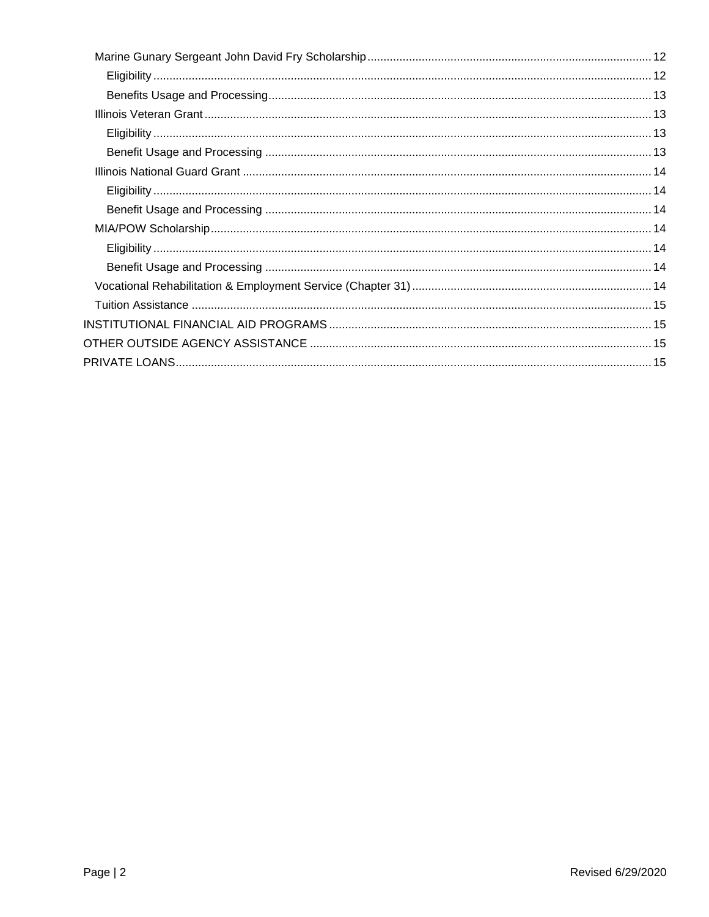- Marine Gunary Sergeant John David Fry Scholarship ........ 12
  - Eligibility ........ 12
  - Benefits Usage and Processing ........ 13
- Illinois Veteran Grant ........ 13
  - Eligibility ........ 13
  - Benefit Usage and Processing ........ 13
- Illinois National Guard Grant ........ 14
  - Eligibility ........ 14
  - Benefit Usage and Processing ........ 14
- MIA/POW Scholarship ........ 14
  - Eligibility ........ 14
  - Benefit Usage and Processing ........ 14
- Vocational Rehabilitation & Employment Service (Chapter 31) ........ 14
- Tuition Assistance ........ 15

INSTITUTIONAL FINANCIAL AID PROGRAMS ........ 15

OTHER OUTSIDE AGENCY ASSISTANCE ........ 15

PRIVATE LOANS ........ 15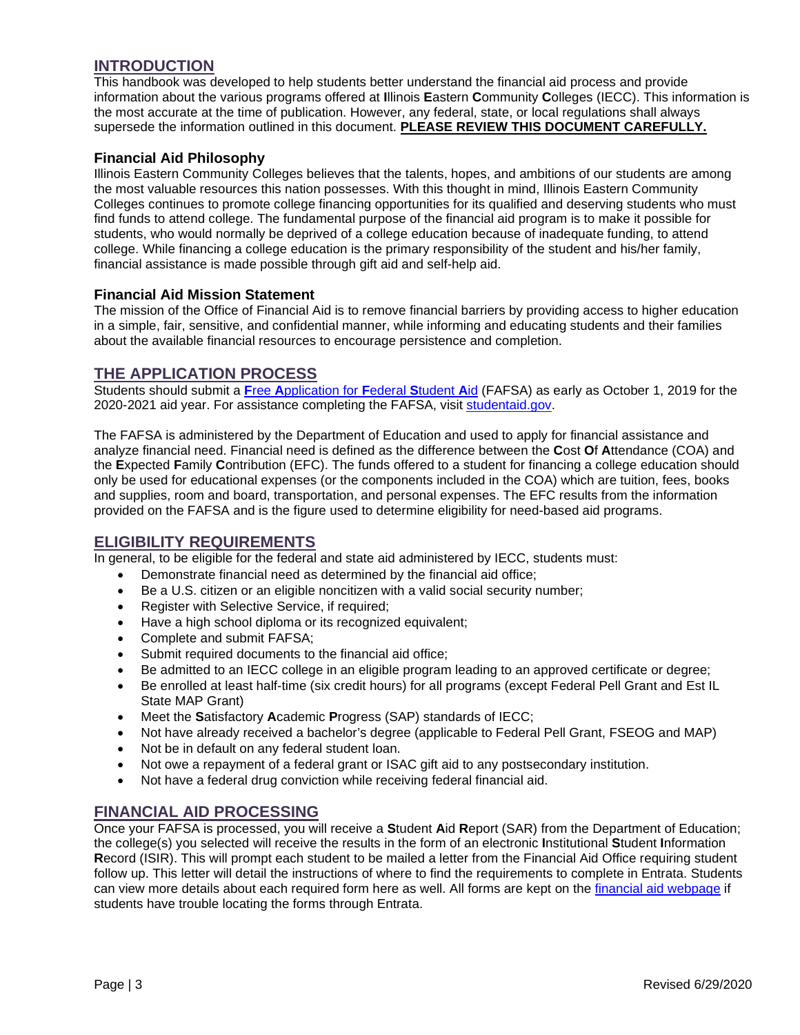## INTRODUCTION

This handbook was developed to help students better understand the financial aid process and provide information about the various programs offered at **I**llinois **E**astern **C**ommunity **C**olleges (IECC). This information is the most accurate at the time of publication. However, any federal, state, or local regulations shall always supersede the information outlined in this document. **PLEASE REVIEW THIS DOCUMENT CAREFULLY.**

### Financial Aid Philosophy

Illinois Eastern Community Colleges believes that the talents, hopes, and ambitions of our students are among the most valuable resources this nation possesses. With this thought in mind, Illinois Eastern Community Colleges continues to promote college financing opportunities for its qualified and deserving students who must find funds to attend college. The fundamental purpose of the financial aid program is to make it possible for students, who would normally be deprived of a college education because of inadequate funding, to attend college. While financing a college education is the primary responsibility of the student and his/her family, financial assistance is made possible through gift aid and self-help aid.

### Financial Aid Mission Statement

The mission of the Office of Financial Aid is to remove financial barriers by providing access to higher education in a simple, fair, sensitive, and confidential manner, while informing and educating students and their families about the available financial resources to encourage persistence and completion.

## THE APPLICATION PROCESS

Students should submit a **F**ree **A**pplication for **F**ederal **S**tudent **A**id (FAFSA) as early as October 1, 2019 for the 2020-2021 aid year. For assistance completing the FAFSA, visit studentaid.gov.

The FAFSA is administered by the Department of Education and used to apply for financial assistance and analyze financial need. Financial need is defined as the difference between the **C**ost **O**f **A**ttendance (COA) and the **E**xpected **F**amily **C**ontribution (EFC). The funds offered to a student for financing a college education should only be used for educational expenses (or the components included in the COA) which are tuition, fees, books and supplies, room and board, transportation, and personal expenses. The EFC results from the information provided on the FAFSA and is the figure used to determine eligibility for need-based aid programs.

## ELIGIBILITY REQUIREMENTS

In general, to be eligible for the federal and state aid administered by IECC, students must:

- Demonstrate financial need as determined by the financial aid office;
- Be a U.S. citizen or an eligible noncitizen with a valid social security number;
- Register with Selective Service, if required;
- Have a high school diploma or its recognized equivalent;
- Complete and submit FAFSA;
- Submit required documents to the financial aid office;
- Be admitted to an IECC college in an eligible program leading to an approved certificate or degree;
- Be enrolled at least half-time (six credit hours) for all programs (except Federal Pell Grant and Est IL State MAP Grant)
- Meet the **S**atisfactory **A**cademic **P**rogress (SAP) standards of IECC;
- Not have already received a bachelor's degree (applicable to Federal Pell Grant, FSEOG and MAP)
- Not be in default on any federal student loan.
- Not owe a repayment of a federal grant or ISAC gift aid to any postsecondary institution.
- Not have a federal drug conviction while receiving federal financial aid.

## FINANCIAL AID PROCESSING

Once your FAFSA is processed, you will receive a **S**tudent **A**id **R**eport (SAR) from the Department of Education; the college(s) you selected will receive the results in the form of an electronic **I**nstitutional **S**tudent **I**nformation **R**ecord (ISIR). This will prompt each student to be mailed a letter from the Financial Aid Office requiring student follow up. This letter will detail the instructions of where to find the requirements to complete in Entrata. Students can view more details about each required form here as well. All forms are kept on the financial aid webpage if students have trouble locating the forms through Entrata.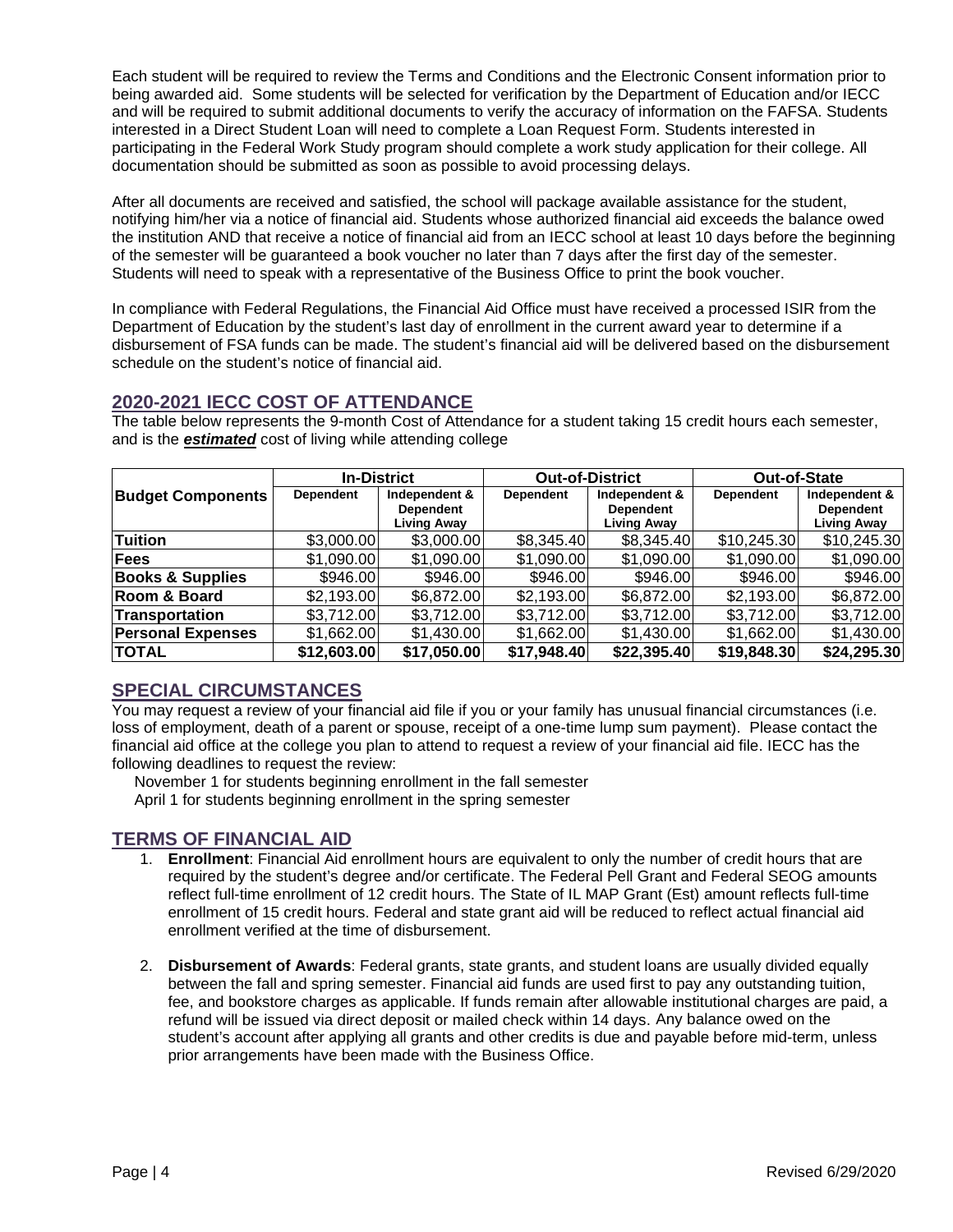Each student will be required to review the Terms and Conditions and the Electronic Consent information prior to being awarded aid. Some students will be selected for verification by the Department of Education and/or IECC and will be required to submit additional documents to verify the accuracy of information on the FAFSA. Students interested in a Direct Student Loan will need to complete a Loan Request Form. Students interested in participating in the Federal Work Study program should complete a work study application for their college. All documentation should be submitted as soon as possible to avoid processing delays.

After all documents are received and satisfied, the school will package available assistance for the student, notifying him/her via a notice of financial aid. Students whose authorized financial aid exceeds the balance owed the institution AND that receive a notice of financial aid from an IECC school at least 10 days before the beginning of the semester will be guaranteed a book voucher no later than 7 days after the first day of the semester. Students will need to speak with a representative of the Business Office to print the book voucher.

In compliance with Federal Regulations, the Financial Aid Office must have received a processed ISIR from the Department of Education by the student's last day of enrollment in the current award year to determine if a disbursement of FSA funds can be made. The student's financial aid will be delivered based on the disbursement schedule on the student's notice of financial aid.

## 2020-2021 IECC COST OF ATTENDANCE

The table below represents the 9-month Cost of Attendance for a student taking 15 credit hours each semester, and is the ***estimated*** cost of living while attending college

| Budget Components | In-District | | Out-of-District | | Out-of-State | |
|---|---|---|---|---|---|---|
| | Dependent | Independent & Dependent Living Away | Dependent | Independent & Dependent Living Away | Dependent | Independent & Dependent Living Away |
| **Tuition** | $3,000.00 | $3,000.00 | $8,345.40 | $8,345.40 | $10,245.30 | $10,245.30 |
| **Fees** | $1,090.00 | $1,090.00 | $1,090.00 | $1,090.00 | $1,090.00 | $1,090.00 |
| **Books & Supplies** | $946.00 | $946.00 | $946.00 | $946.00 | $946.00 | $946.00 |
| **Room & Board** | $2,193.00 | $6,872.00 | $2,193.00 | $6,872.00 | $2,193.00 | $6,872.00 |
| **Transportation** | $3,712.00 | $3,712.00 | $3,712.00 | $3,712.00 | $3,712.00 | $3,712.00 |
| **Personal Expenses** | $1,662.00 | $1,430.00 | $1,662.00 | $1,430.00 | $1,662.00 | $1,430.00 |
| **TOTAL** | **$12,603.00** | **$17,050.00** | **$17,948.40** | **$22,395.40** | **$19,848.30** | **$24,295.30** |

## SPECIAL CIRCUMSTANCES

You may request a review of your financial aid file if you or your family has unusual financial circumstances (i.e. loss of employment, death of a parent or spouse, receipt of a one-time lump sum payment). Please contact the financial aid office at the college you plan to attend to request a review of your financial aid file. IECC has the following deadlines to request the review:

November 1 for students beginning enrollment in the fall semester
April 1 for students beginning enrollment in the spring semester

## TERMS OF FINANCIAL AID

1. **Enrollment**: Financial Aid enrollment hours are equivalent to only the number of credit hours that are required by the student's degree and/or certificate. The Federal Pell Grant and Federal SEOG amounts reflect full-time enrollment of 12 credit hours. The State of IL MAP Grant (Est) amount reflects full-time enrollment of 15 credit hours. Federal and state grant aid will be reduced to reflect actual financial aid enrollment verified at the time of disbursement.

2. **Disbursement of Awards**: Federal grants, state grants, and student loans are usually divided equally between the fall and spring semester. Financial aid funds are used first to pay any outstanding tuition, fee, and bookstore charges as applicable. If funds remain after allowable institutional charges are paid, a refund will be issued via direct deposit or mailed check within 14 days. Any balance owed on the student's account after applying all grants and other credits is due and payable before mid-term, unless prior arrangements have been made with the Business Office.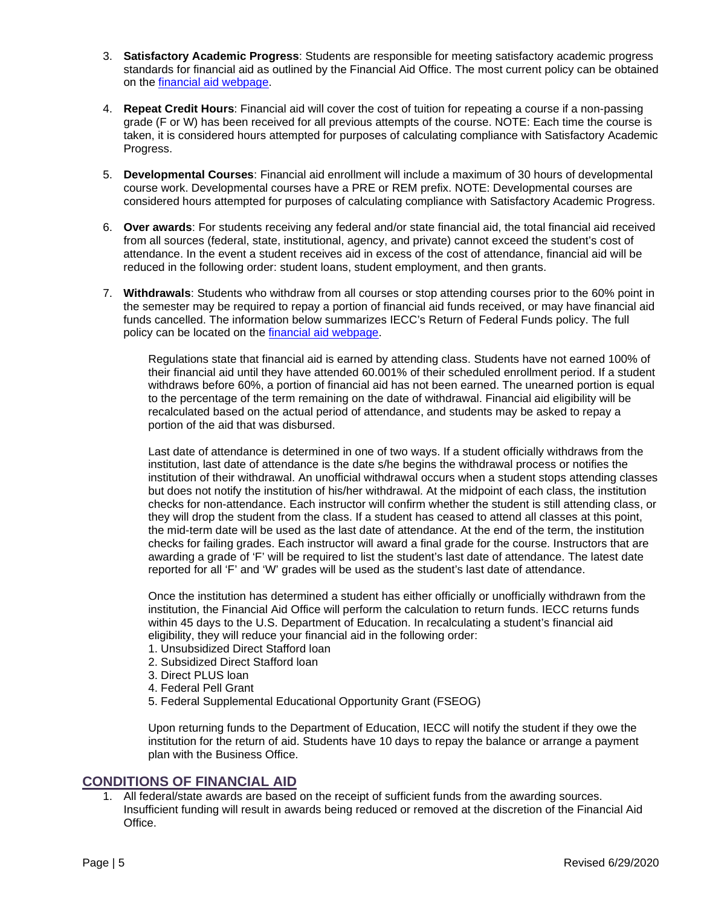3. **Satisfactory Academic Progress**: Students are responsible for meeting satisfactory academic progress standards for financial aid as outlined by the Financial Aid Office. The most current policy can be obtained on the financial aid webpage.

4. **Repeat Credit Hours**: Financial aid will cover the cost of tuition for repeating a course if a non-passing grade (F or W) has been received for all previous attempts of the course. NOTE: Each time the course is taken, it is considered hours attempted for purposes of calculating compliance with Satisfactory Academic Progress.

5. **Developmental Courses**: Financial aid enrollment will include a maximum of 30 hours of developmental course work. Developmental courses have a PRE or REM prefix. NOTE: Developmental courses are considered hours attempted for purposes of calculating compliance with Satisfactory Academic Progress.

6. **Over awards**: For students receiving any federal and/or state financial aid, the total financial aid received from all sources (federal, state, institutional, agency, and private) cannot exceed the student's cost of attendance. In the event a student receives aid in excess of the cost of attendance, financial aid will be reduced in the following order: student loans, student employment, and then grants.

7. **Withdrawals**: Students who withdraw from all courses or stop attending courses prior to the 60% point in the semester may be required to repay a portion of financial aid funds received, or may have financial aid funds cancelled. The information below summarizes IECC's Return of Federal Funds policy. The full policy can be located on the financial aid webpage.

   Regulations state that financial aid is earned by attending class. Students have not earned 100% of their financial aid until they have attended 60.001% of their scheduled enrollment period. If a student withdraws before 60%, a portion of financial aid has not been earned. The unearned portion is equal to the percentage of the term remaining on the date of withdrawal. Financial aid eligibility will be recalculated based on the actual period of attendance, and students may be asked to repay a portion of the aid that was disbursed.

   Last date of attendance is determined in one of two ways. If a student officially withdraws from the institution, last date of attendance is the date s/he begins the withdrawal process or notifies the institution of their withdrawal. An unofficial withdrawal occurs when a student stops attending classes but does not notify the institution of his/her withdrawal. At the midpoint of each class, the institution checks for non-attendance. Each instructor will confirm whether the student is still attending class, or they will drop the student from the class. If a student has ceased to attend all classes at this point, the mid-term date will be used as the last date of attendance. At the end of the term, the institution checks for failing grades. Each instructor will award a final grade for the course. Instructors that are awarding a grade of 'F' will be required to list the student's last date of attendance. The latest date reported for all 'F' and 'W' grades will be used as the student's last date of attendance.

   Once the institution has determined a student has either officially or unofficially withdrawn from the institution, the Financial Aid Office will perform the calculation to return funds. IECC returns funds within 45 days to the U.S. Department of Education. In recalculating a student's financial aid eligibility, they will reduce your financial aid in the following order:
   1. Unsubsidized Direct Stafford loan
   2. Subsidized Direct Stafford loan
   3. Direct PLUS loan
   4. Federal Pell Grant
   5. Federal Supplemental Educational Opportunity Grant (FSEOG)

   Upon returning funds to the Department of Education, IECC will notify the student if they owe the institution for the return of aid. Students have 10 days to repay the balance or arrange a payment plan with the Business Office.

## CONDITIONS OF FINANCIAL AID

1. All federal/state awards are based on the receipt of sufficient funds from the awarding sources. Insufficient funding will result in awards being reduced or removed at the discretion of the Financial Aid Office.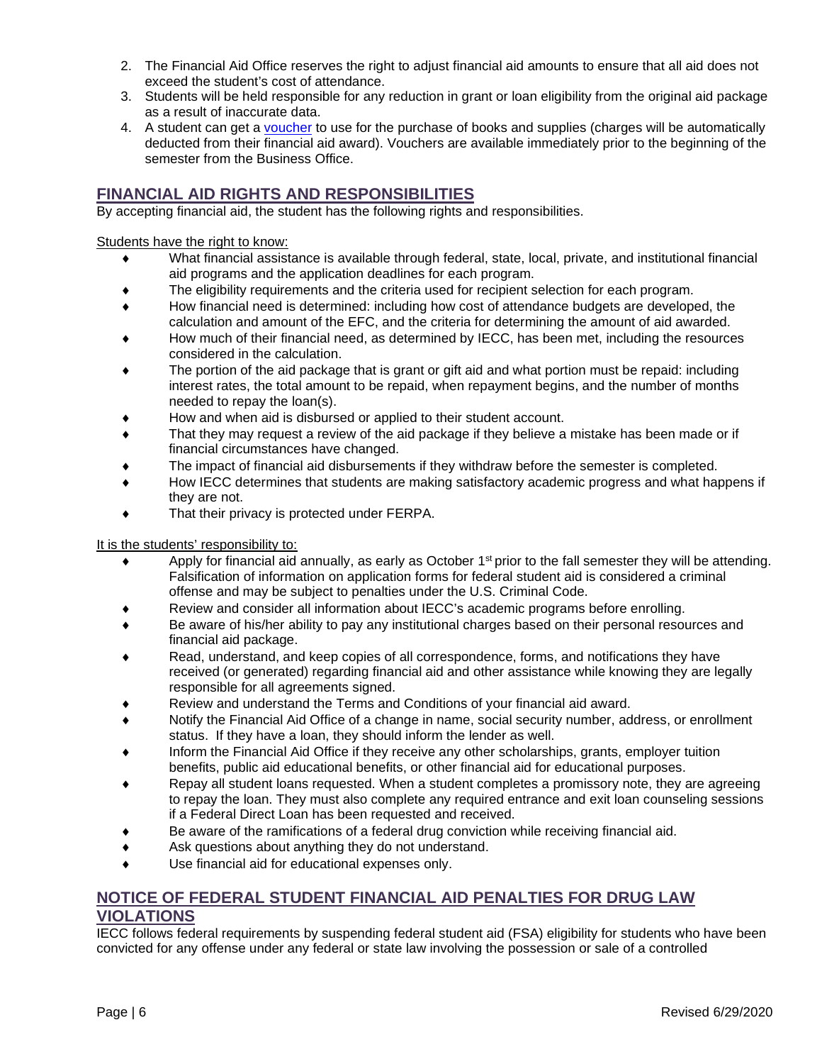2. The Financial Aid Office reserves the right to adjust financial aid amounts to ensure that all aid does not exceed the student's cost of attendance.
3. Students will be held responsible for any reduction in grant or loan eligibility from the original aid package as a result of inaccurate data.
4. A student can get a voucher to use for the purchase of books and supplies (charges will be automatically deducted from their financial aid award). Vouchers are available immediately prior to the beginning of the semester from the Business Office.

## FINANCIAL AID RIGHTS AND RESPONSIBILITIES

By accepting financial aid, the student has the following rights and responsibilities.

Students have the right to know:

- What financial assistance is available through federal, state, local, private, and institutional financial aid programs and the application deadlines for each program.
- The eligibility requirements and the criteria used for recipient selection for each program.
- How financial need is determined: including how cost of attendance budgets are developed, the calculation and amount of the EFC, and the criteria for determining the amount of aid awarded.
- How much of their financial need, as determined by IECC, has been met, including the resources considered in the calculation.
- The portion of the aid package that is grant or gift aid and what portion must be repaid: including interest rates, the total amount to be repaid, when repayment begins, and the number of months needed to repay the loan(s).
- How and when aid is disbursed or applied to their student account.
- That they may request a review of the aid package if they believe a mistake has been made or if financial circumstances have changed.
- The impact of financial aid disbursements if they withdraw before the semester is completed.
- How IECC determines that students are making satisfactory academic progress and what happens if they are not.
- That their privacy is protected under FERPA.

It is the students' responsibility to:

- Apply for financial aid annually, as early as October 1st prior to the fall semester they will be attending. Falsification of information on application forms for federal student aid is considered a criminal offense and may be subject to penalties under the U.S. Criminal Code.
- Review and consider all information about IECC's academic programs before enrolling.
- Be aware of his/her ability to pay any institutional charges based on their personal resources and financial aid package.
- Read, understand, and keep copies of all correspondence, forms, and notifications they have received (or generated) regarding financial aid and other assistance while knowing they are legally responsible for all agreements signed.
- Review and understand the Terms and Conditions of your financial aid award.
- Notify the Financial Aid Office of a change in name, social security number, address, or enrollment status. If they have a loan, they should inform the lender as well.
- Inform the Financial Aid Office if they receive any other scholarships, grants, employer tuition benefits, public aid educational benefits, or other financial aid for educational purposes.
- Repay all student loans requested. When a student completes a promissory note, they are agreeing to repay the loan. They must also complete any required entrance and exit loan counseling sessions if a Federal Direct Loan has been requested and received.
- Be aware of the ramifications of a federal drug conviction while receiving financial aid.
- Ask questions about anything they do not understand.
- Use financial aid for educational expenses only.

## NOTICE OF FEDERAL STUDENT FINANCIAL AID PENALTIES FOR DRUG LAW VIOLATIONS

IECC follows federal requirements by suspending federal student aid (FSA) eligibility for students who have been convicted for any offense under any federal or state law involving the possession or sale of a controlled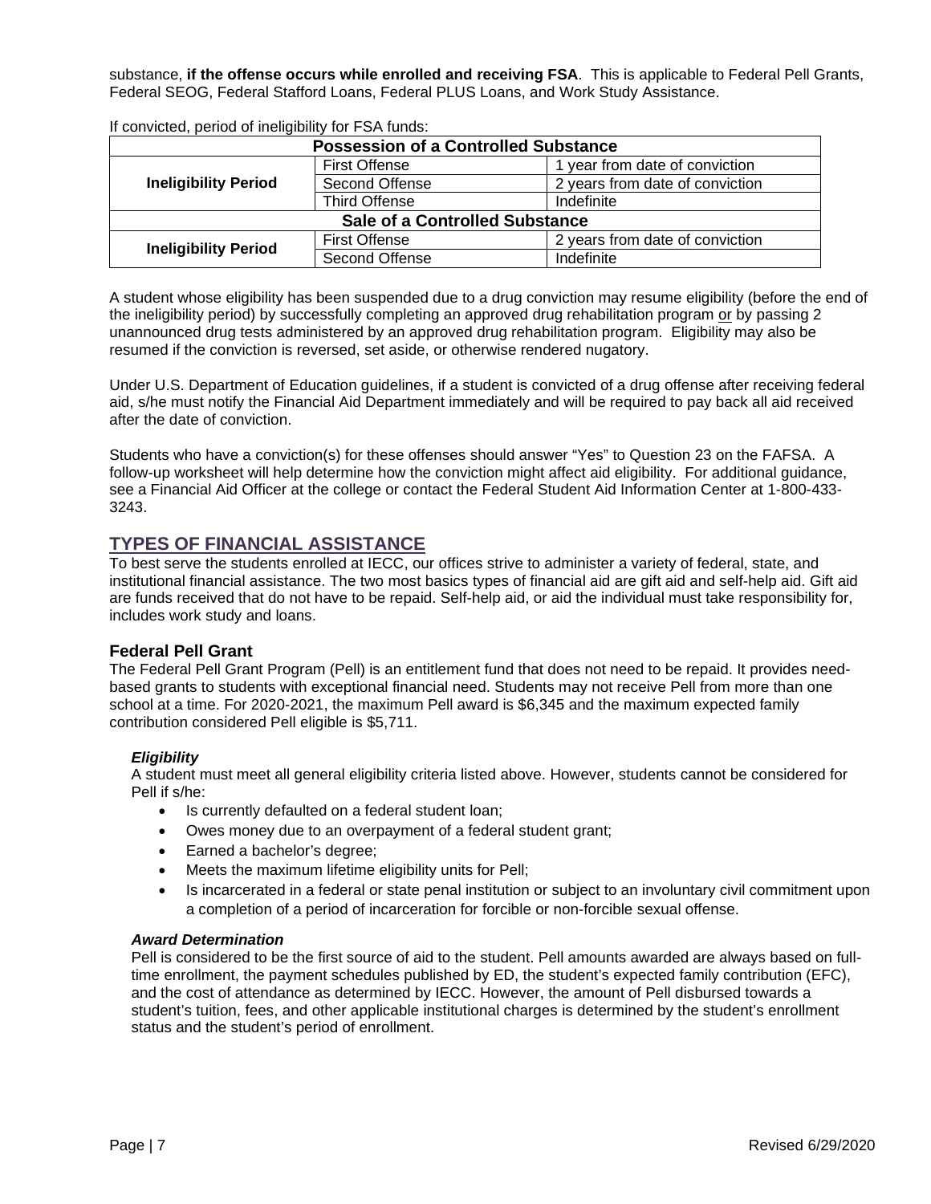substance, **if the offense occurs while enrolled and receiving FSA**. This is applicable to Federal Pell Grants, Federal SEOG, Federal Stafford Loans, Federal PLUS Loans, and Work Study Assistance.

If convicted, period of ineligibility for FSA funds:

| **Possession of a Controlled Substance** | | |
|---|---|---|
| **Ineligibility Period** | First Offense | 1 year from date of conviction |
| | Second Offense | 2 years from date of conviction |
| | Third Offense | Indefinite |
| **Sale of a Controlled Substance** | | |
| **Ineligibility Period** | First Offense | 2 years from date of conviction |
| | Second Offense | Indefinite |

A student whose eligibility has been suspended due to a drug conviction may resume eligibility (before the end of the ineligibility period) by successfully completing an approved drug rehabilitation program or by passing 2 unannounced drug tests administered by an approved drug rehabilitation program. Eligibility may also be resumed if the conviction is reversed, set aside, or otherwise rendered nugatory.

Under U.S. Department of Education guidelines, if a student is convicted of a drug offense after receiving federal aid, s/he must notify the Financial Aid Department immediately and will be required to pay back all aid received after the date of conviction.

Students who have a conviction(s) for these offenses should answer "Yes" to Question 23 on the FAFSA. A follow-up worksheet will help determine how the conviction might affect aid eligibility. For additional guidance, see a Financial Aid Officer at the college or contact the Federal Student Aid Information Center at 1-800-433-3243.

## TYPES OF FINANCIAL ASSISTANCE

To best serve the students enrolled at IECC, our offices strive to administer a variety of federal, state, and institutional financial assistance. The two most basics types of financial aid are gift aid and self-help aid. Gift aid are funds received that do not have to be repaid. Self-help aid, or aid the individual must take responsibility for, includes work study and loans.

### Federal Pell Grant

The Federal Pell Grant Program (Pell) is an entitlement fund that does not need to be repaid. It provides need-based grants to students with exceptional financial need. Students may not receive Pell from more than one school at a time. For 2020-2021, the maximum Pell award is $6,345 and the maximum expected family contribution considered Pell eligible is $5,711.

#### *Eligibility*

A student must meet all general eligibility criteria listed above. However, students cannot be considered for Pell if s/he:

- Is currently defaulted on a federal student loan;
- Owes money due to an overpayment of a federal student grant;
- Earned a bachelor's degree;
- Meets the maximum lifetime eligibility units for Pell;
- Is incarcerated in a federal or state penal institution or subject to an involuntary civil commitment upon a completion of a period of incarceration for forcible or non-forcible sexual offense.

#### *Award Determination*

Pell is considered to be the first source of aid to the student. Pell amounts awarded are always based on full-time enrollment, the payment schedules published by ED, the student's expected family contribution (EFC), and the cost of attendance as determined by IECC. However, the amount of Pell disbursed towards a student's tuition, fees, and other applicable institutional charges is determined by the student's enrollment status and the student's period of enrollment.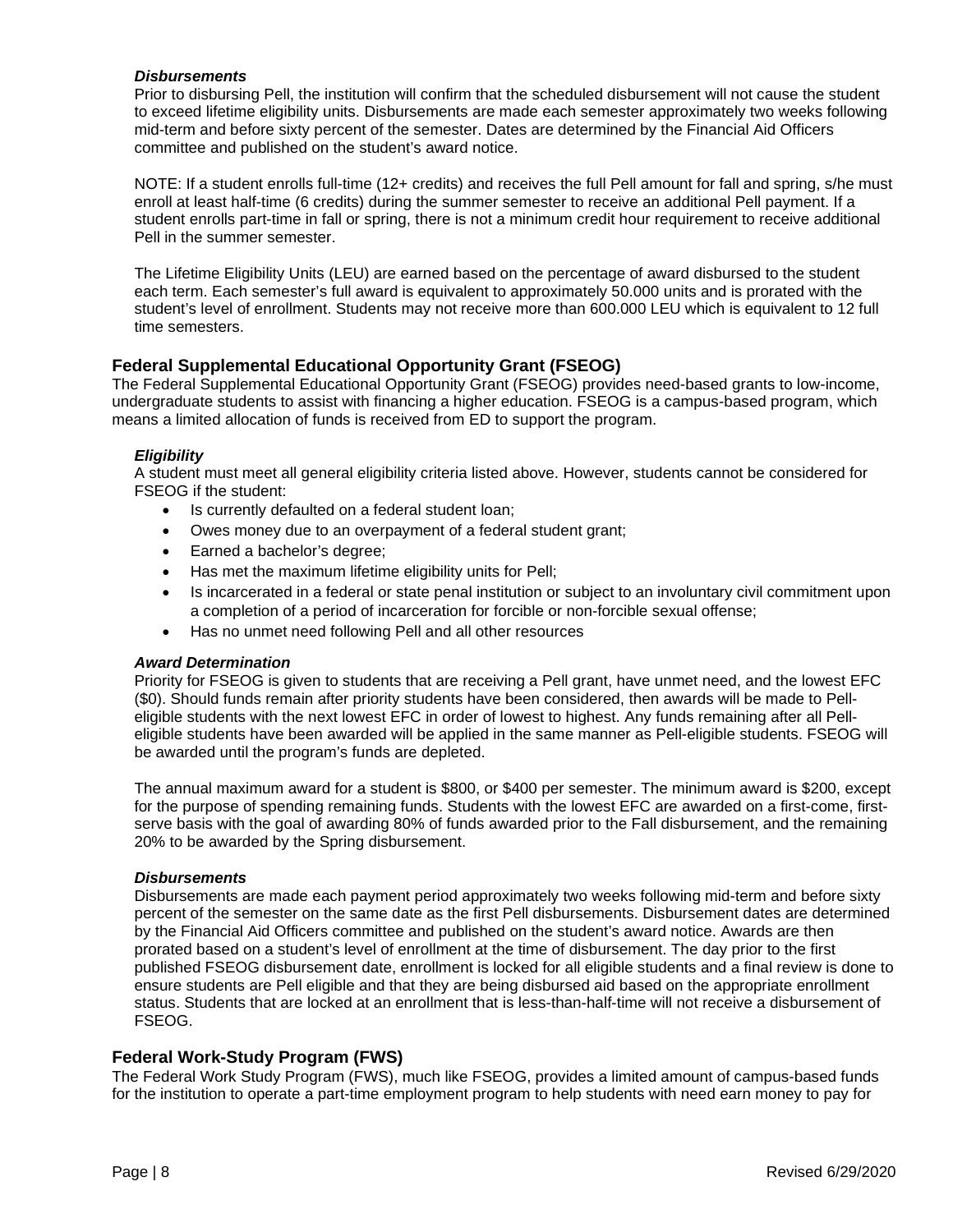#### *Disbursements*

Prior to disbursing Pell, the institution will confirm that the scheduled disbursement will not cause the student to exceed lifetime eligibility units. Disbursements are made each semester approximately two weeks following mid-term and before sixty percent of the semester. Dates are determined by the Financial Aid Officers committee and published on the student's award notice.

NOTE: If a student enrolls full-time (12+ credits) and receives the full Pell amount for fall and spring, s/he must enroll at least half-time (6 credits) during the summer semester to receive an additional Pell payment. If a student enrolls part-time in fall or spring, there is not a minimum credit hour requirement to receive additional Pell in the summer semester.

The Lifetime Eligibility Units (LEU) are earned based on the percentage of award disbursed to the student each term. Each semester's full award is equivalent to approximately 50.000 units and is prorated with the student's level of enrollment. Students may not receive more than 600.000 LEU which is equivalent to 12 full time semesters.

### Federal Supplemental Educational Opportunity Grant (FSEOG)

The Federal Supplemental Educational Opportunity Grant (FSEOG) provides need-based grants to low-income, undergraduate students to assist with financing a higher education. FSEOG is a campus-based program, which means a limited allocation of funds is received from ED to support the program.

#### *Eligibility*

A student must meet all general eligibility criteria listed above. However, students cannot be considered for FSEOG if the student:

- Is currently defaulted on a federal student loan;
- Owes money due to an overpayment of a federal student grant;
- Earned a bachelor's degree;
- Has met the maximum lifetime eligibility units for Pell;
- Is incarcerated in a federal or state penal institution or subject to an involuntary civil commitment upon a completion of a period of incarceration for forcible or non-forcible sexual offense;
- Has no unmet need following Pell and all other resources

#### *Award Determination*

Priority for FSEOG is given to students that are receiving a Pell grant, have unmet need, and the lowest EFC ($0). Should funds remain after priority students have been considered, then awards will be made to Pell-eligible students with the next lowest EFC in order of lowest to highest. Any funds remaining after all Pell-eligible students have been awarded will be applied in the same manner as Pell-eligible students. FSEOG will be awarded until the program's funds are depleted.

The annual maximum award for a student is $800, or $400 per semester. The minimum award is $200, except for the purpose of spending remaining funds. Students with the lowest EFC are awarded on a first-come, first-serve basis with the goal of awarding 80% of funds awarded prior to the Fall disbursement, and the remaining 20% to be awarded by the Spring disbursement.

#### *Disbursements*

Disbursements are made each payment period approximately two weeks following mid-term and before sixty percent of the semester on the same date as the first Pell disbursements. Disbursement dates are determined by the Financial Aid Officers committee and published on the student's award notice. Awards are then prorated based on a student's level of enrollment at the time of disbursement. The day prior to the first published FSEOG disbursement date, enrollment is locked for all eligible students and a final review is done to ensure students are Pell eligible and that they are being disbursed aid based on the appropriate enrollment status. Students that are locked at an enrollment that is less-than-half-time will not receive a disbursement of FSEOG.

### Federal Work-Study Program (FWS)

The Federal Work Study Program (FWS), much like FSEOG, provides a limited amount of campus-based funds for the institution to operate a part-time employment program to help students with need earn money to pay for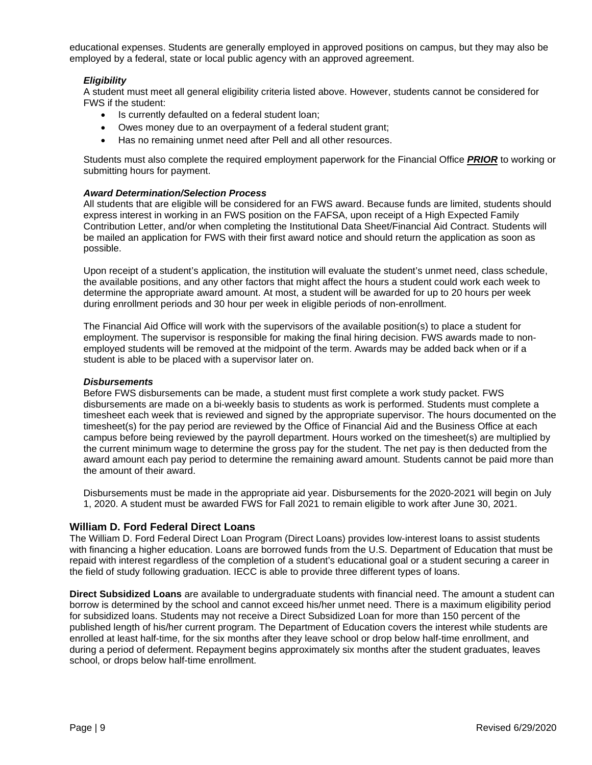educational expenses. Students are generally employed in approved positions on campus, but they may also be employed by a federal, state or local public agency with an approved agreement.

#### *Eligibility*

A student must meet all general eligibility criteria listed above. However, students cannot be considered for FWS if the student:

- Is currently defaulted on a federal student loan;
- Owes money due to an overpayment of a federal student grant;
- Has no remaining unmet need after Pell and all other resources.

Students must also complete the required employment paperwork for the Financial Office ***PRIOR*** to working or submitting hours for payment.

#### *Award Determination/Selection Process*

All students that are eligible will be considered for an FWS award. Because funds are limited, students should express interest in working in an FWS position on the FAFSA, upon receipt of a High Expected Family Contribution Letter, and/or when completing the Institutional Data Sheet/Financial Aid Contract. Students will be mailed an application for FWS with their first award notice and should return the application as soon as possible.

Upon receipt of a student's application, the institution will evaluate the student's unmet need, class schedule, the available positions, and any other factors that might affect the hours a student could work each week to determine the appropriate award amount. At most, a student will be awarded for up to 20 hours per week during enrollment periods and 30 hour per week in eligible periods of non-enrollment.

The Financial Aid Office will work with the supervisors of the available position(s) to place a student for employment. The supervisor is responsible for making the final hiring decision. FWS awards made to non-employed students will be removed at the midpoint of the term. Awards may be added back when or if a student is able to be placed with a supervisor later on.

#### *Disbursements*

Before FWS disbursements can be made, a student must first complete a work study packet. FWS disbursements are made on a bi-weekly basis to students as work is performed. Students must complete a timesheet each week that is reviewed and signed by the appropriate supervisor. The hours documented on the timesheet(s) for the pay period are reviewed by the Office of Financial Aid and the Business Office at each campus before being reviewed by the payroll department. Hours worked on the timesheet(s) are multiplied by the current minimum wage to determine the gross pay for the student. The net pay is then deducted from the award amount each pay period to determine the remaining award amount. Students cannot be paid more than the amount of their award.

Disbursements must be made in the appropriate aid year. Disbursements for the 2020-2021 will begin on July 1, 2020. A student must be awarded FWS for Fall 2021 to remain eligible to work after June 30, 2021.

### William D. Ford Federal Direct Loans

The William D. Ford Federal Direct Loan Program (Direct Loans) provides low-interest loans to assist students with financing a higher education. Loans are borrowed funds from the U.S. Department of Education that must be repaid with interest regardless of the completion of a student's educational goal or a student securing a career in the field of study following graduation. IECC is able to provide three different types of loans.

**Direct Subsidized Loans** are available to undergraduate students with financial need. The amount a student can borrow is determined by the school and cannot exceed his/her unmet need. There is a maximum eligibility period for subsidized loans. Students may not receive a Direct Subsidized Loan for more than 150 percent of the published length of his/her current program. The Department of Education covers the interest while students are enrolled at least half-time, for the six months after they leave school or drop below half-time enrollment, and during a period of deferment. Repayment begins approximately six months after the student graduates, leaves school, or drops below half-time enrollment.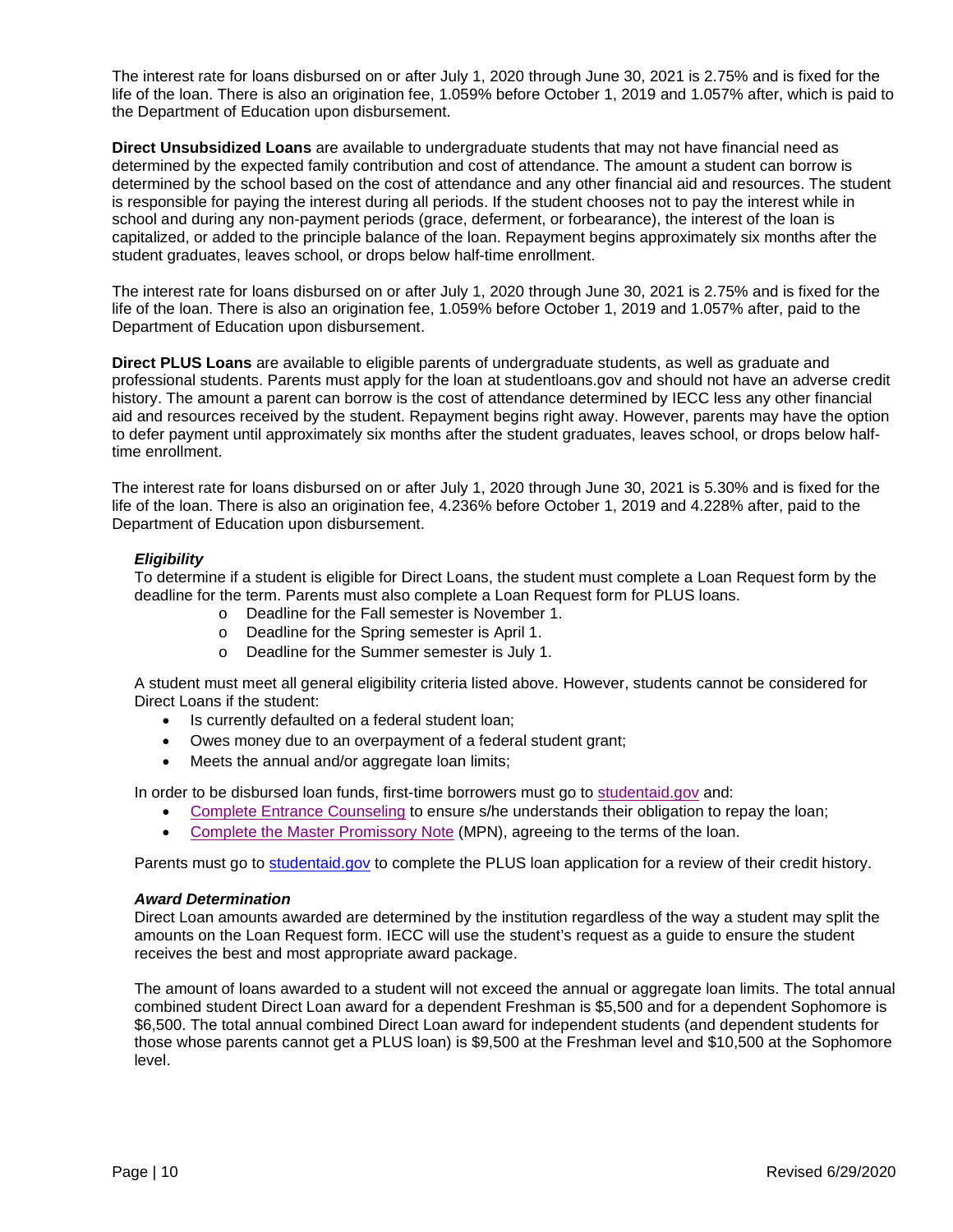The interest rate for loans disbursed on or after July 1, 2020 through June 30, 2021 is 2.75% and is fixed for the life of the loan. There is also an origination fee, 1.059% before October 1, 2019 and 1.057% after, which is paid to the Department of Education upon disbursement.

**Direct Unsubsidized Loans** are available to undergraduate students that may not have financial need as determined by the expected family contribution and cost of attendance. The amount a student can borrow is determined by the school based on the cost of attendance and any other financial aid and resources. The student is responsible for paying the interest during all periods. If the student chooses not to pay the interest while in school and during any non-payment periods (grace, deferment, or forbearance), the interest of the loan is capitalized, or added to the principle balance of the loan. Repayment begins approximately six months after the student graduates, leaves school, or drops below half-time enrollment.

The interest rate for loans disbursed on or after July 1, 2020 through June 30, 2021 is 2.75% and is fixed for the life of the loan. There is also an origination fee, 1.059% before October 1, 2019 and 1.057% after, paid to the Department of Education upon disbursement.

**Direct PLUS Loans** are available to eligible parents of undergraduate students, as well as graduate and professional students. Parents must apply for the loan at studentloans.gov and should not have an adverse credit history. The amount a parent can borrow is the cost of attendance determined by IECC less any other financial aid and resources received by the student. Repayment begins right away. However, parents may have the option to defer payment until approximately six months after the student graduates, leaves school, or drops below half-time enrollment.

The interest rate for loans disbursed on or after July 1, 2020 through June 30, 2021 is 5.30% and is fixed for the life of the loan. There is also an origination fee, 4.236% before October 1, 2019 and 4.228% after, paid to the Department of Education upon disbursement.

***Eligibility***

To determine if a student is eligible for Direct Loans, the student must complete a Loan Request form by the deadline for the term. Parents must also complete a Loan Request form for PLUS loans.

- Deadline for the Fall semester is November 1.
- Deadline for the Spring semester is April 1.
- Deadline for the Summer semester is July 1.

A student must meet all general eligibility criteria listed above. However, students cannot be considered for Direct Loans if the student:

- Is currently defaulted on a federal student loan;
- Owes money due to an overpayment of a federal student grant;
- Meets the annual and/or aggregate loan limits;

In order to be disbursed loan funds, first-time borrowers must go to studentaid.gov and:

- Complete Entrance Counseling to ensure s/he understands their obligation to repay the loan;
- Complete the Master Promissory Note (MPN), agreeing to the terms of the loan.

Parents must go to studentaid.gov to complete the PLUS loan application for a review of their credit history.

***Award Determination***

Direct Loan amounts awarded are determined by the institution regardless of the way a student may split the amounts on the Loan Request form. IECC will use the student's request as a guide to ensure the student receives the best and most appropriate award package.

The amount of loans awarded to a student will not exceed the annual or aggregate loan limits. The total annual combined student Direct Loan award for a dependent Freshman is $5,500 and for a dependent Sophomore is $6,500. The total annual combined Direct Loan award for independent students (and dependent students for those whose parents cannot get a PLUS loan) is $9,500 at the Freshman level and $10,500 at the Sophomore level.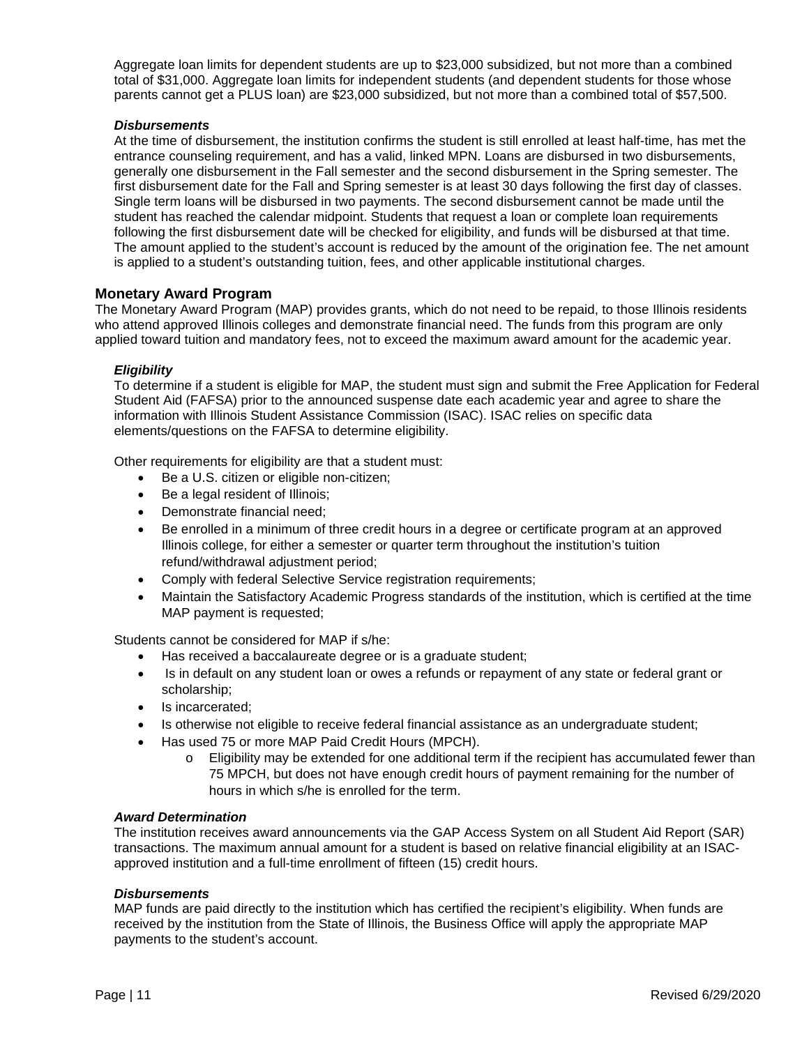Aggregate loan limits for dependent students are up to $23,000 subsidized, but not more than a combined total of $31,000. Aggregate loan limits for independent students (and dependent students for those whose parents cannot get a PLUS loan) are $23,000 subsidized, but not more than a combined total of $57,500.

#### *Disbursements*

At the time of disbursement, the institution confirms the student is still enrolled at least half-time, has met the entrance counseling requirement, and has a valid, linked MPN. Loans are disbursed in two disbursements, generally one disbursement in the Fall semester and the second disbursement in the Spring semester. The first disbursement date for the Fall and Spring semester is at least 30 days following the first day of classes. Single term loans will be disbursed in two payments. The second disbursement cannot be made until the student has reached the calendar midpoint. Students that request a loan or complete loan requirements following the first disbursement date will be checked for eligibility, and funds will be disbursed at that time. The amount applied to the student's account is reduced by the amount of the origination fee. The net amount is applied to a student's outstanding tuition, fees, and other applicable institutional charges.

### Monetary Award Program

The Monetary Award Program (MAP) provides grants, which do not need to be repaid, to those Illinois residents who attend approved Illinois colleges and demonstrate financial need. The funds from this program are only applied toward tuition and mandatory fees, not to exceed the maximum award amount for the academic year.

#### *Eligibility*

To determine if a student is eligible for MAP, the student must sign and submit the Free Application for Federal Student Aid (FAFSA) prior to the announced suspense date each academic year and agree to share the information with Illinois Student Assistance Commission (ISAC). ISAC relies on specific data elements/questions on the FAFSA to determine eligibility.

Other requirements for eligibility are that a student must:

- Be a U.S. citizen or eligible non-citizen;
- Be a legal resident of Illinois;
- Demonstrate financial need;
- Be enrolled in a minimum of three credit hours in a degree or certificate program at an approved Illinois college, for either a semester or quarter term throughout the institution's tuition refund/withdrawal adjustment period;
- Comply with federal Selective Service registration requirements;
- Maintain the Satisfactory Academic Progress standards of the institution, which is certified at the time MAP payment is requested;

Students cannot be considered for MAP if s/he:

- Has received a baccalaureate degree or is a graduate student;
- Is in default on any student loan or owes a refunds or repayment of any state or federal grant or scholarship;
- Is incarcerated;
- Is otherwise not eligible to receive federal financial assistance as an undergraduate student;
- Has used 75 or more MAP Paid Credit Hours (MPCH).
  - Eligibility may be extended for one additional term if the recipient has accumulated fewer than 75 MPCH, but does not have enough credit hours of payment remaining for the number of hours in which s/he is enrolled for the term.

#### *Award Determination*

The institution receives award announcements via the GAP Access System on all Student Aid Report (SAR) transactions. The maximum annual amount for a student is based on relative financial eligibility at an ISAC-approved institution and a full-time enrollment of fifteen (15) credit hours.

#### *Disbursements*

MAP funds are paid directly to the institution which has certified the recipient's eligibility. When funds are received by the institution from the State of Illinois, the Business Office will apply the appropriate MAP payments to the student's account.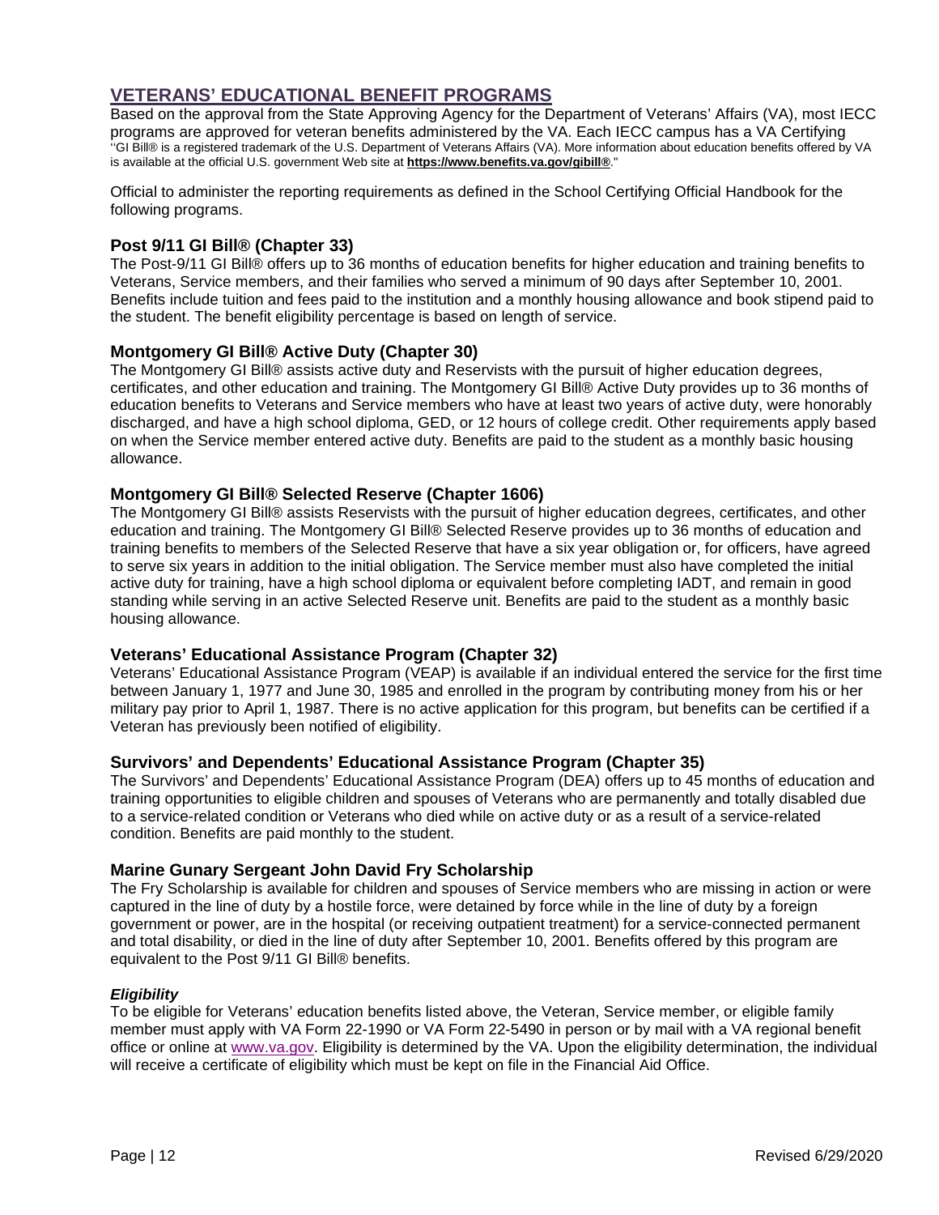## VETERANS' EDUCATIONAL BENEFIT PROGRAMS

Based on the approval from the State Approving Agency for the Department of Veterans' Affairs (VA), most IECC programs are approved for veteran benefits administered by the VA. Each IECC campus has a VA Certifying Official to administer the reporting requirements as defined in the School Certifying Official Handbook for the following programs.

"GI Bill® is a registered trademark of the U.S. Department of Veterans Affairs (VA). More information about education benefits offered by VA is available at the official U.S. government Web site at **https://www.benefits.va.gov/gibill®**."

### Post 9/11 GI Bill® (Chapter 33)

The Post-9/11 GI Bill® offers up to 36 months of education benefits for higher education and training benefits to Veterans, Service members, and their families who served a minimum of 90 days after September 10, 2001. Benefits include tuition and fees paid to the institution and a monthly housing allowance and book stipend paid to the student. The benefit eligibility percentage is based on length of service.

### Montgomery GI Bill® Active Duty (Chapter 30)

The Montgomery GI Bill® assists active duty and Reservists with the pursuit of higher education degrees, certificates, and other education and training. The Montgomery GI Bill® Active Duty provides up to 36 months of education benefits to Veterans and Service members who have at least two years of active duty, were honorably discharged, and have a high school diploma, GED, or 12 hours of college credit. Other requirements apply based on when the Service member entered active duty. Benefits are paid to the student as a monthly basic housing allowance.

### Montgomery GI Bill® Selected Reserve (Chapter 1606)

The Montgomery GI Bill® assists Reservists with the pursuit of higher education degrees, certificates, and other education and training. The Montgomery GI Bill® Selected Reserve provides up to 36 months of education and training benefits to members of the Selected Reserve that have a six year obligation or, for officers, have agreed to serve six years in addition to the initial obligation. The Service member must also have completed the initial active duty for training, have a high school diploma or equivalent before completing IADT, and remain in good standing while serving in an active Selected Reserve unit. Benefits are paid to the student as a monthly basic housing allowance.

### Veterans' Educational Assistance Program (Chapter 32)

Veterans' Educational Assistance Program (VEAP) is available if an individual entered the service for the first time between January 1, 1977 and June 30, 1985 and enrolled in the program by contributing money from his or her military pay prior to April 1, 1987. There is no active application for this program, but benefits can be certified if a Veteran has previously been notified of eligibility.

### Survivors' and Dependents' Educational Assistance Program (Chapter 35)

The Survivors' and Dependents' Educational Assistance Program (DEA) offers up to 45 months of education and training opportunities to eligible children and spouses of Veterans who are permanently and totally disabled due to a service-related condition or Veterans who died while on active duty or as a result of a service-related condition. Benefits are paid monthly to the student.

### Marine Gunary Sergeant John David Fry Scholarship

The Fry Scholarship is available for children and spouses of Service members who are missing in action or were captured in the line of duty by a hostile force, were detained by force while in the line of duty by a foreign government or power, are in the hospital (or receiving outpatient treatment) for a service-connected permanent and total disability, or died in the line of duty after September 10, 2001. Benefits offered by this program are equivalent to the Post 9/11 GI Bill® benefits.

#### *Eligibility*

To be eligible for Veterans' education benefits listed above, the Veteran, Service member, or eligible family member must apply with VA Form 22-1990 or VA Form 22-5490 in person or by mail with a VA regional benefit office or online at www.va.gov. Eligibility is determined by the VA. Upon the eligibility determination, the individual will receive a certificate of eligibility which must be kept on file in the Financial Aid Office.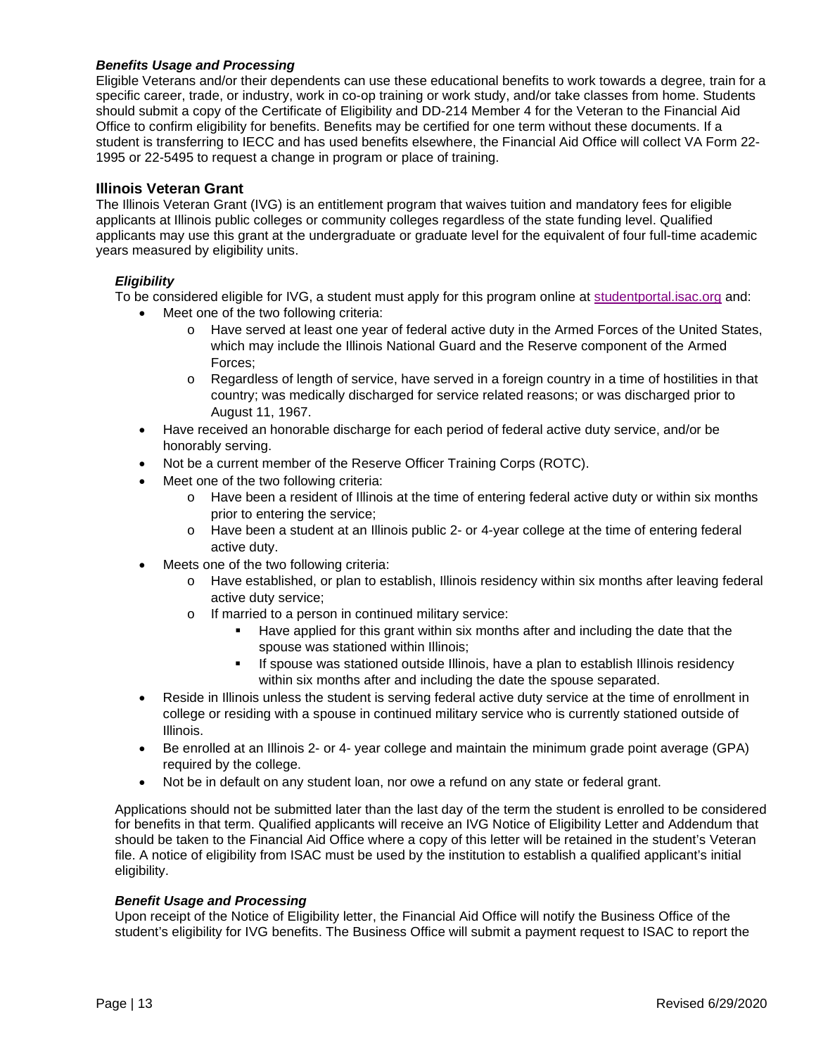### *Benefits Usage and Processing*

Eligible Veterans and/or their dependents can use these educational benefits to work towards a degree, train for a specific career, trade, or industry, work in co-op training or work study, and/or take classes from home. Students should submit a copy of the Certificate of Eligibility and DD-214 Member 4 for the Veteran to the Financial Aid Office to confirm eligibility for benefits. Benefits may be certified for one term without these documents. If a student is transferring to IECC and has used benefits elsewhere, the Financial Aid Office will collect VA Form 22-1995 or 22-5495 to request a change in program or place of training.

## Illinois Veteran Grant

The Illinois Veteran Grant (IVG) is an entitlement program that waives tuition and mandatory fees for eligible applicants at Illinois public colleges or community colleges regardless of the state funding level. Qualified applicants may use this grant at the undergraduate or graduate level for the equivalent of four full-time academic years measured by eligibility units.

### *Eligibility*

To be considered eligible for IVG, a student must apply for this program online at [studentportal.isac.org](studentportal.isac.org) and:

- Meet one of the two following criteria:
  - Have served at least one year of federal active duty in the Armed Forces of the United States, which may include the Illinois National Guard and the Reserve component of the Armed Forces;
  - Regardless of length of service, have served in a foreign country in a time of hostilities in that country; was medically discharged for service related reasons; or was discharged prior to August 11, 1967.
- Have received an honorable discharge for each period of federal active duty service, and/or be honorably serving.
- Not be a current member of the Reserve Officer Training Corps (ROTC).
- Meet one of the two following criteria:
  - Have been a resident of Illinois at the time of entering federal active duty or within six months prior to entering the service;
  - Have been a student at an Illinois public 2- or 4-year college at the time of entering federal active duty.
- Meets one of the two following criteria:
  - Have established, or plan to establish, Illinois residency within six months after leaving federal active duty service;
  - If married to a person in continued military service:
    - Have applied for this grant within six months after and including the date that the spouse was stationed within Illinois;
    - If spouse was stationed outside Illinois, have a plan to establish Illinois residency within six months after and including the date the spouse separated.
- Reside in Illinois unless the student is serving federal active duty service at the time of enrollment in college or residing with a spouse in continued military service who is currently stationed outside of Illinois.
- Be enrolled at an Illinois 2- or 4- year college and maintain the minimum grade point average (GPA) required by the college.
- Not be in default on any student loan, nor owe a refund on any state or federal grant.

Applications should not be submitted later than the last day of the term the student is enrolled to be considered for benefits in that term. Qualified applicants will receive an IVG Notice of Eligibility Letter and Addendum that should be taken to the Financial Aid Office where a copy of this letter will be retained in the student's Veteran file. A notice of eligibility from ISAC must be used by the institution to establish a qualified applicant's initial eligibility.

### *Benefit Usage and Processing*

Upon receipt of the Notice of Eligibility letter, the Financial Aid Office will notify the Business Office of the student's eligibility for IVG benefits. The Business Office will submit a payment request to ISAC to report the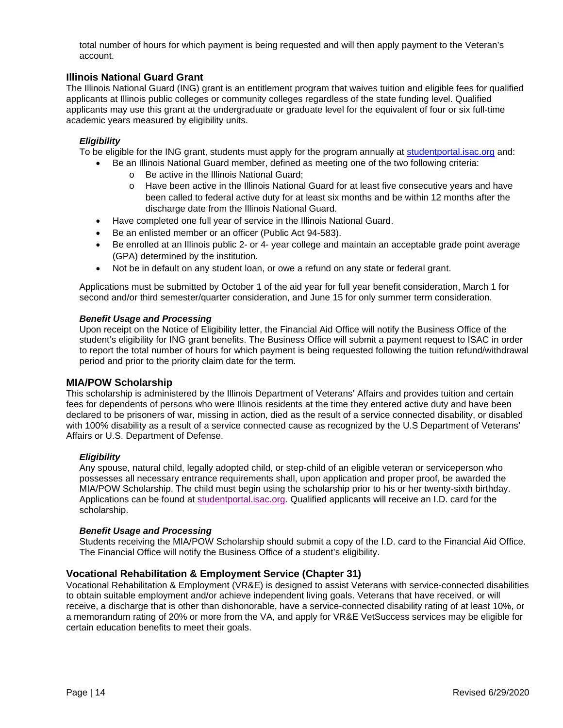total number of hours for which payment is being requested and will then apply payment to the Veteran's account.

## Illinois National Guard Grant

The Illinois National Guard (ING) grant is an entitlement program that waives tuition and eligible fees for qualified applicants at Illinois public colleges or community colleges regardless of the state funding level. Qualified applicants may use this grant at the undergraduate or graduate level for the equivalent of four or six full-time academic years measured by eligibility units.

### *Eligibility*

To be eligible for the ING grant, students must apply for the program annually at [studentportal.isac.org](studentportal.isac.org) and:

- Be an Illinois National Guard member, defined as meeting one of the two following criteria:
  - Be active in the Illinois National Guard;
  - Have been active in the Illinois National Guard for at least five consecutive years and have been called to federal active duty for at least six months and be within 12 months after the discharge date from the Illinois National Guard.
- Have completed one full year of service in the Illinois National Guard.
- Be an enlisted member or an officer (Public Act 94-583).
- Be enrolled at an Illinois public 2- or 4- year college and maintain an acceptable grade point average (GPA) determined by the institution.
- Not be in default on any student loan, or owe a refund on any state or federal grant.

Applications must be submitted by October 1 of the aid year for full year benefit consideration, March 1 for second and/or third semester/quarter consideration, and June 15 for only summer term consideration.

### *Benefit Usage and Processing*

Upon receipt on the Notice of Eligibility letter, the Financial Aid Office will notify the Business Office of the student's eligibility for ING grant benefits. The Business Office will submit a payment request to ISAC in order to report the total number of hours for which payment is being requested following the tuition refund/withdrawal period and prior to the priority claim date for the term.

## MIA/POW Scholarship

This scholarship is administered by the Illinois Department of Veterans' Affairs and provides tuition and certain fees for dependents of persons who were Illinois residents at the time they entered active duty and have been declared to be prisoners of war, missing in action, died as the result of a service connected disability, or disabled with 100% disability as a result of a service connected cause as recognized by the U.S Department of Veterans' Affairs or U.S. Department of Defense.

### *Eligibility*

Any spouse, natural child, legally adopted child, or step-child of an eligible veteran or serviceperson who possesses all necessary entrance requirements shall, upon application and proper proof, be awarded the MIA/POW Scholarship. The child must begin using the scholarship prior to his or her twenty-sixth birthday. Applications can be found at [studentportal.isac.org](studentportal.isac.org). Qualified applicants will receive an I.D. card for the scholarship.

### *Benefit Usage and Processing*

Students receiving the MIA/POW Scholarship should submit a copy of the I.D. card to the Financial Aid Office. The Financial Office will notify the Business Office of a student's eligibility.

## Vocational Rehabilitation & Employment Service (Chapter 31)

Vocational Rehabilitation & Employment (VR&E) is designed to assist Veterans with service-connected disabilities to obtain suitable employment and/or achieve independent living goals. Veterans that have received, or will receive, a discharge that is other than dishonorable, have a service-connected disability rating of at least 10%, or a memorandum rating of 20% or more from the VA, and apply for VR&E VetSuccess services may be eligible for certain education benefits to meet their goals.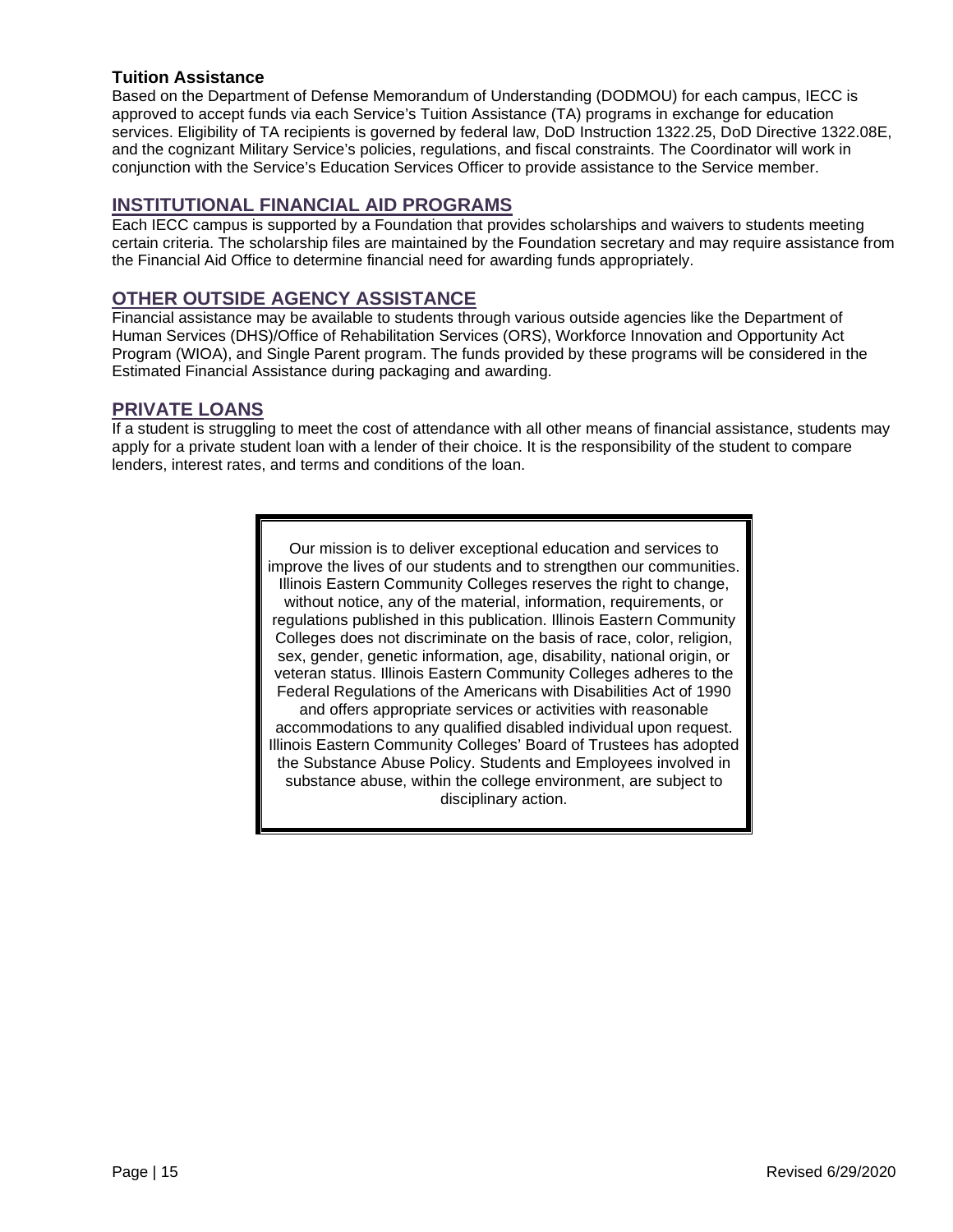### Tuition Assistance

Based on the Department of Defense Memorandum of Understanding (DODMOU) for each campus, IECC is approved to accept funds via each Service's Tuition Assistance (TA) programs in exchange for education services. Eligibility of TA recipients is governed by federal law, DoD Instruction 1322.25, DoD Directive 1322.08E, and the cognizant Military Service's policies, regulations, and fiscal constraints. The Coordinator will work in conjunction with the Service's Education Services Officer to provide assistance to the Service member.

## INSTITUTIONAL FINANCIAL AID PROGRAMS

Each IECC campus is supported by a Foundation that provides scholarships and waivers to students meeting certain criteria. The scholarship files are maintained by the Foundation secretary and may require assistance from the Financial Aid Office to determine financial need for awarding funds appropriately.

## OTHER OUTSIDE AGENCY ASSISTANCE

Financial assistance may be available to students through various outside agencies like the Department of Human Services (DHS)/Office of Rehabilitation Services (ORS), Workforce Innovation and Opportunity Act Program (WIOA), and Single Parent program. The funds provided by these programs will be considered in the Estimated Financial Assistance during packaging and awarding.

## PRIVATE LOANS

If a student is struggling to meet the cost of attendance with all other means of financial assistance, students may apply for a private student loan with a lender of their choice. It is the responsibility of the student to compare lenders, interest rates, and terms and conditions of the loan.

Our mission is to deliver exceptional education and services to improve the lives of our students and to strengthen our communities. Illinois Eastern Community Colleges reserves the right to change, without notice, any of the material, information, requirements, or regulations published in this publication. Illinois Eastern Community Colleges does not discriminate on the basis of race, color, religion, sex, gender, genetic information, age, disability, national origin, or veteran status. Illinois Eastern Community Colleges adheres to the Federal Regulations of the Americans with Disabilities Act of 1990 and offers appropriate services or activities with reasonable accommodations to any qualified disabled individual upon request. Illinois Eastern Community Colleges' Board of Trustees has adopted the Substance Abuse Policy. Students and Employees involved in substance abuse, within the college environment, are subject to disciplinary action.